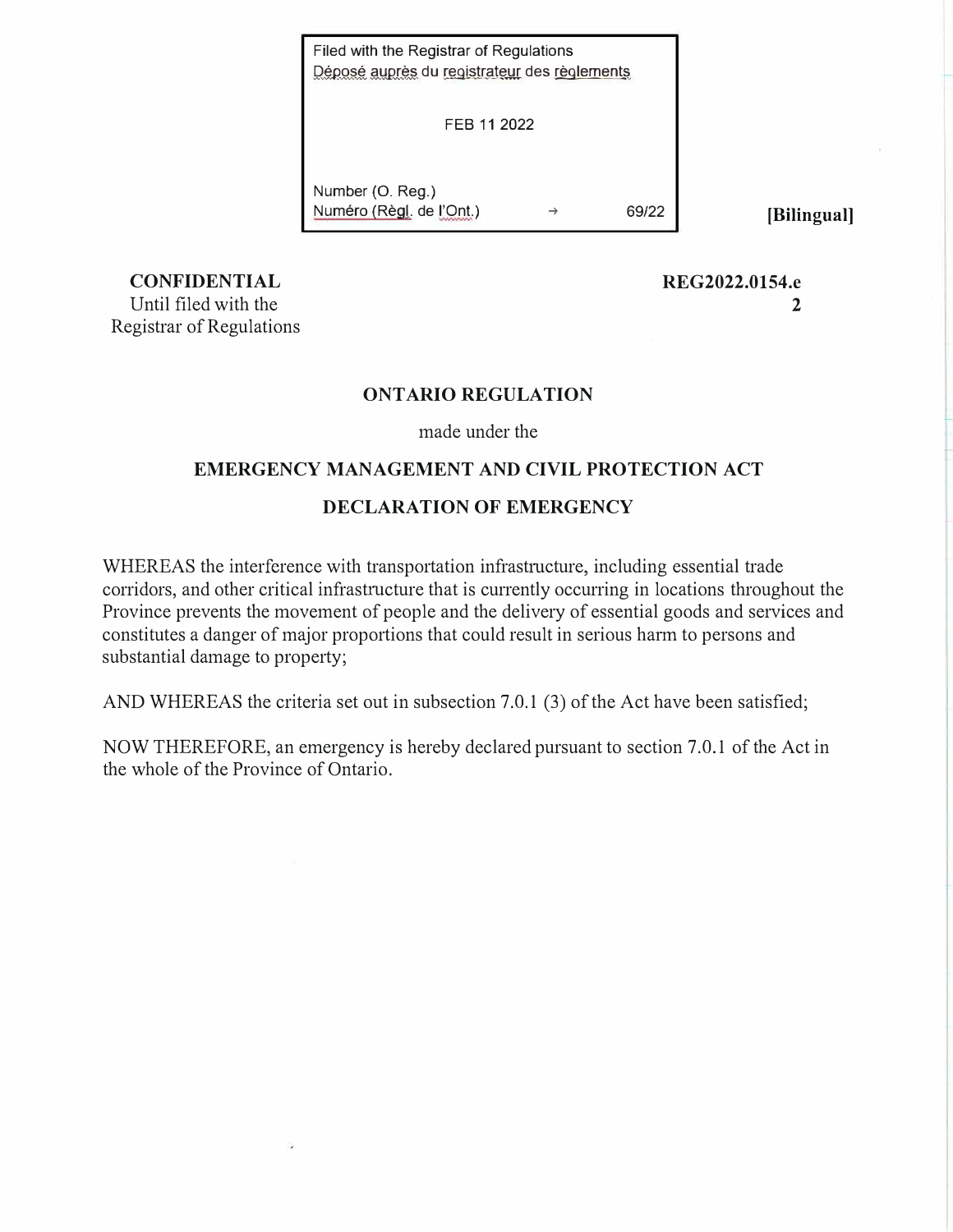Filed with the Registrar of Regulations
Déposé auprès du registrateur des règlements

FEB 11 2022

Number (O. Reg.)
Numéro (Règl. de l'Ont.) → 69/22

**[Bilingual]**

**CONFIDENTIAL**
Until filed with the
Registrar of Regulations

**REG2022.0154.e**
**2**

**ONTARIO REGULATION**

made under the

**EMERGENCY MANAGEMENT AND CIVIL PROTECTION ACT**

**DECLARATION OF EMERGENCY**

WHEREAS the interference with transportation infrastructure, including essential trade corridors, and other critical infrastructure that is currently occurring in locations throughout the Province prevents the movement of people and the delivery of essential goods and services and constitutes a danger of major proportions that could result in serious harm to persons and substantial damage to property;

AND WHEREAS the criteria set out in subsection 7.0.1 (3) of the Act have been satisfied;

NOW THEREFORE, an emergency is hereby declared pursuant to section 7.0.1 of the Act in the whole of the Province of Ontario.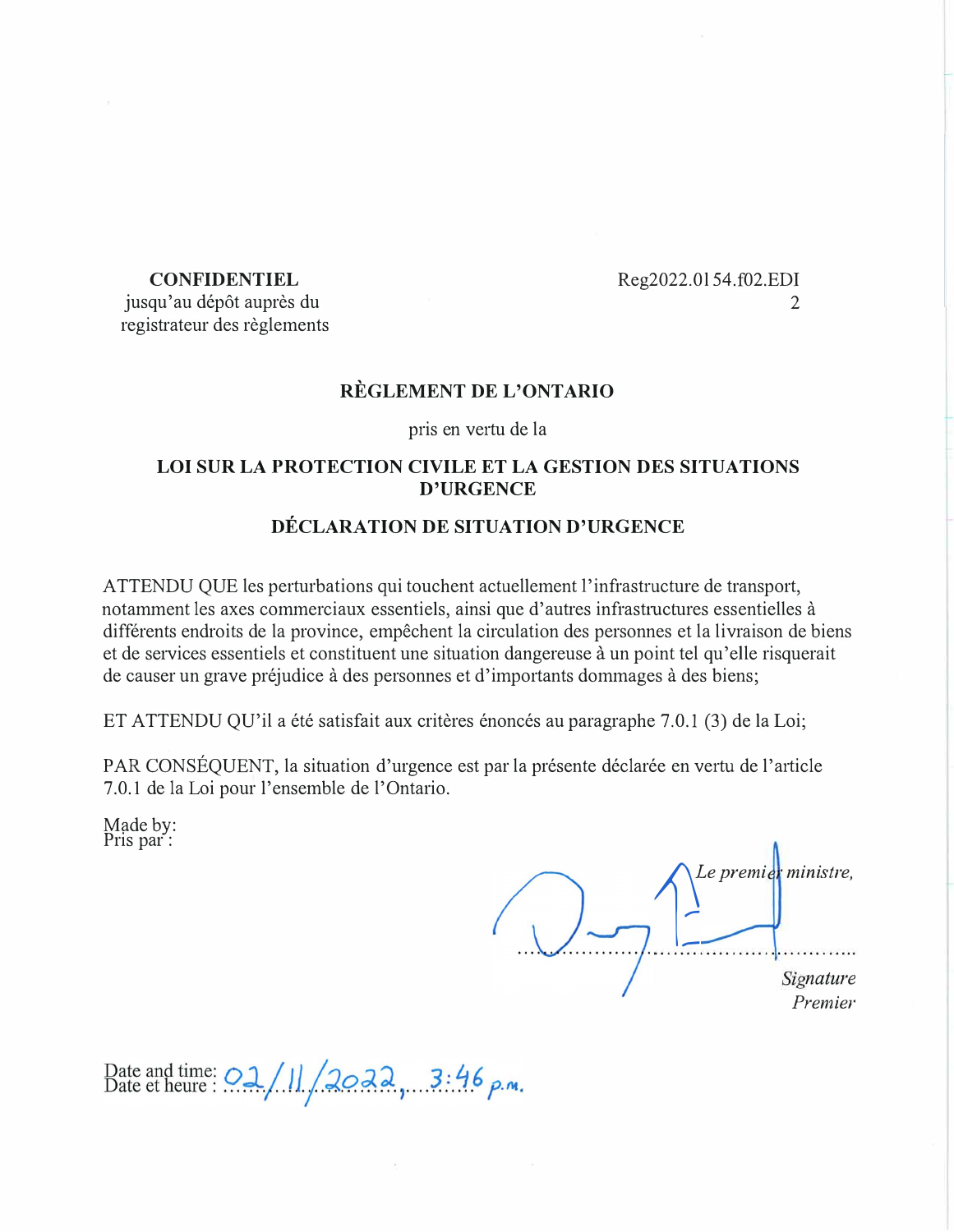**CONFIDENTIEL**
jusqu'au dépôt auprès du
registrateur des règlements

Reg2022.0154.f02.EDI
2

**RÈGLEMENT DE L'ONTARIO**

pris en vertu de la

**LOI SUR LA PROTECTION CIVILE ET LA GESTION DES SITUATIONS D'URGENCE**

**DÉCLARATION DE SITUATION D'URGENCE**

ATTENDU QUE les perturbations qui touchent actuellement l'infrastructure de transport, notamment les axes commerciaux essentiels, ainsi que d'autres infrastructures essentielles à différents endroits de la province, empêchent la circulation des personnes et la livraison de biens et de services essentiels et constituent une situation dangereuse à un point tel qu'elle risquerait de causer un grave préjudice à des personnes et d'importants dommages à des biens;

ET ATTENDU QU'il a été satisfait aux critères énoncés au paragraphe 7.0.1 (3) de la Loi;

PAR CONSÉQUENT, la situation d'urgence est par la présente déclarée en vertu de l'article 7.0.1 de la Loi pour l'ensemble de l'Ontario.

Made by:
Pris par :

*Le premier ministre,*

..................................................

*Signature*
*Premier*

Date and time:
Date et heure : 02/11/2022, 3:46 p.m.